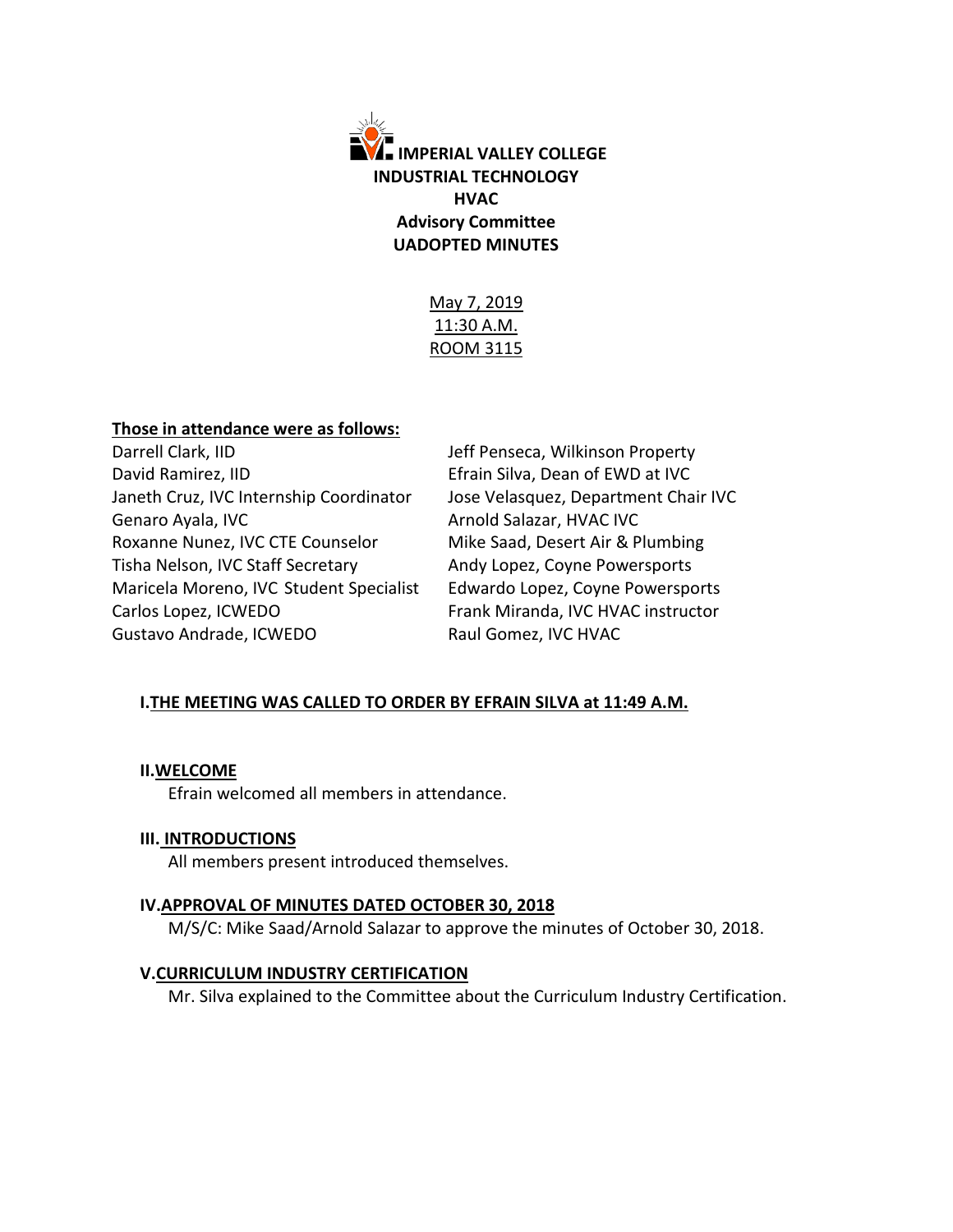# IMPERIAL VALLEY COLLEGE
## INDUSTRIAL TECHNOLOGY
## HVAC
## Advisory Committee
## UADOPTED MINUTES

May 7, 2019
11:30 A.M.
ROOM 3115

**Those in attendance were as follows:**

Darrell Clark, IID
David Ramirez, IID
Janeth Cruz, IVC Internship Coordinator
Genaro Ayala, IVC
Roxanne Nunez, IVC CTE Counselor
Tisha Nelson, IVC Staff Secretary
Maricela Moreno, IVC Student Specialist
Carlos Lopez, ICWEDO
Gustavo Andrade, ICWEDO
Jeff Penseca, Wilkinson Property
Efrain Silva, Dean of EWD at IVC
Jose Velasquez, Department Chair IVC
Arnold Salazar, HVAC IVC
Mike Saad, Desert Air & Plumbing
Andy Lopez, Coyne Powersports
Edwardo Lopez, Coyne Powersports
Frank Miranda, IVC HVAC instructor
Raul Gomez, IVC HVAC

**I. THE MEETING WAS CALLED TO ORDER BY EFRAIN SILVA at 11:49 A.M.**

**II. WELCOME**

Efrain welcomed all members in attendance.

**III. INTRODUCTIONS**

All members present introduced themselves.

**IV. APPROVAL OF MINUTES DATED OCTOBER 30, 2018**

M/S/C: Mike Saad/Arnold Salazar to approve the minutes of October 30, 2018.

**V. CURRICULUM INDUSTRY CERTIFICATION**

Mr. Silva explained to the Committee about the Curriculum Industry Certification.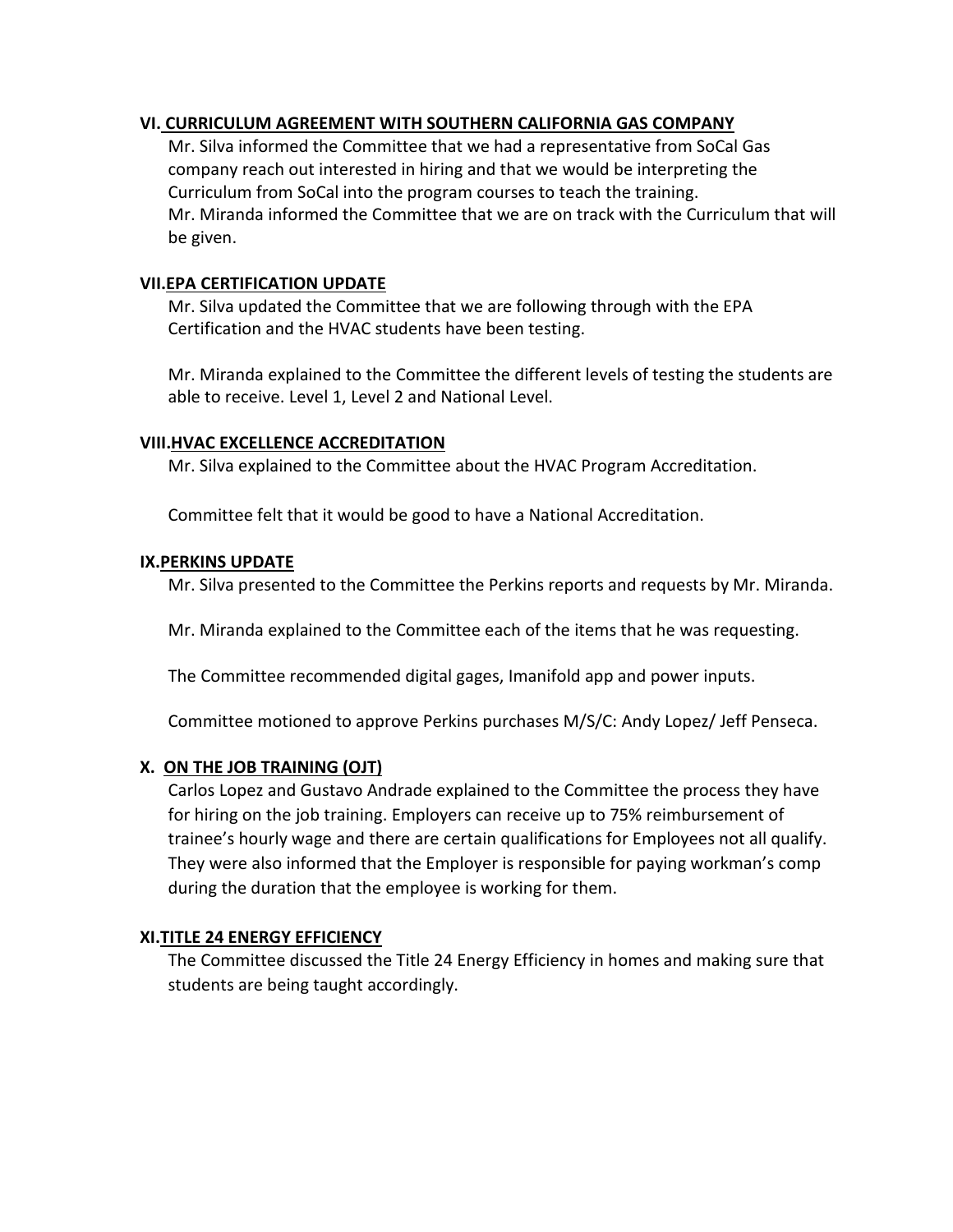## VI. CURRICULUM AGREEMENT WITH SOUTHERN CALIFORNIA GAS COMPANY

Mr. Silva informed the Committee that we had a representative from SoCal Gas company reach out interested in hiring and that we would be interpreting the Curriculum from SoCal into the program courses to teach the training.
Mr. Miranda informed the Committee that we are on track with the Curriculum that will be given.

## VII. EPA CERTIFICATION UPDATE

Mr. Silva updated the Committee that we are following through with the EPA Certification and the HVAC students have been testing.

Mr. Miranda explained to the Committee the different levels of testing the students are able to receive. Level 1, Level 2 and National Level.

## VIII. HVAC EXCELLENCE ACCREDITATION

Mr. Silva explained to the Committee about the HVAC Program Accreditation.

Committee felt that it would be good to have a National Accreditation.

## IX. PERKINS UPDATE

Mr. Silva presented to the Committee the Perkins reports and requests by Mr. Miranda.

Mr. Miranda explained to the Committee each of the items that he was requesting.

The Committee recommended digital gages, Imanifold app and power inputs.

Committee motioned to approve Perkins purchases M/S/C: Andy Lopez/ Jeff Penseca.

## X. ON THE JOB TRAINING (OJT)

Carlos Lopez and Gustavo Andrade explained to the Committee the process they have for hiring on the job training. Employers can receive up to 75% reimbursement of trainee's hourly wage and there are certain qualifications for Employees not all qualify. They were also informed that the Employer is responsible for paying workman's comp during the duration that the employee is working for them.

## XI. TITLE 24 ENERGY EFFICIENCY

The Committee discussed the Title 24 Energy Efficiency in homes and making sure that students are being taught accordingly.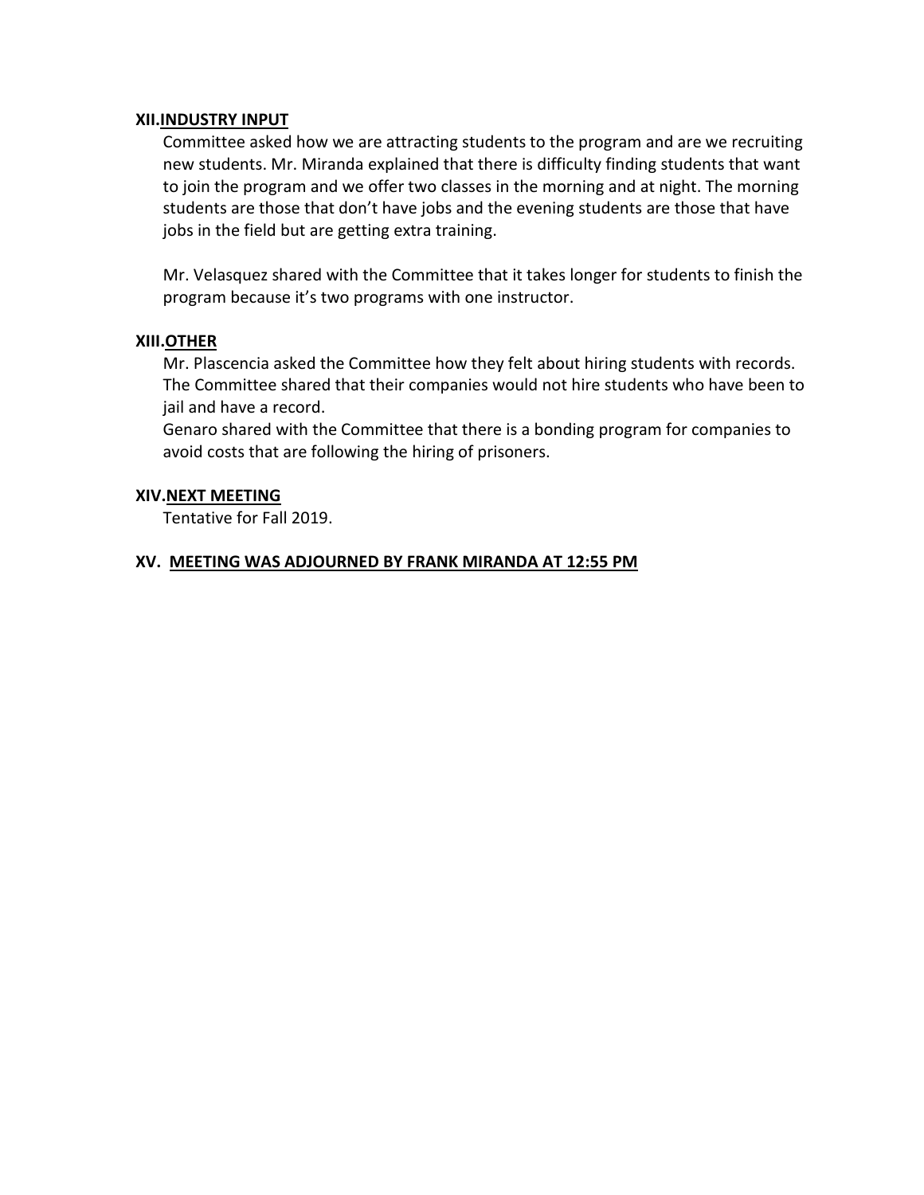**XII. <u>INDUSTRY INPUT</u>**

Committee asked how we are attracting students to the program and are we recruiting new students. Mr. Miranda explained that there is difficulty finding students that want to join the program and we offer two classes in the morning and at night. The morning students are those that don't have jobs and the evening students are those that have jobs in the field but are getting extra training.

Mr. Velasquez shared with the Committee that it takes longer for students to finish the program because it's two programs with one instructor.

**XIII. <u>OTHER</u>**

Mr. Plascencia asked the Committee how they felt about hiring students with records. The Committee shared that their companies would not hire students who have been to jail and have a record.
Genaro shared with the Committee that there is a bonding program for companies to avoid costs that are following the hiring of prisoners.

**XIV. <u>NEXT MEETING</u>**

Tentative for Fall 2019.

**XV. <u>MEETING WAS ADJOURNED BY FRANK MIRANDA AT 12:55 PM</u>**